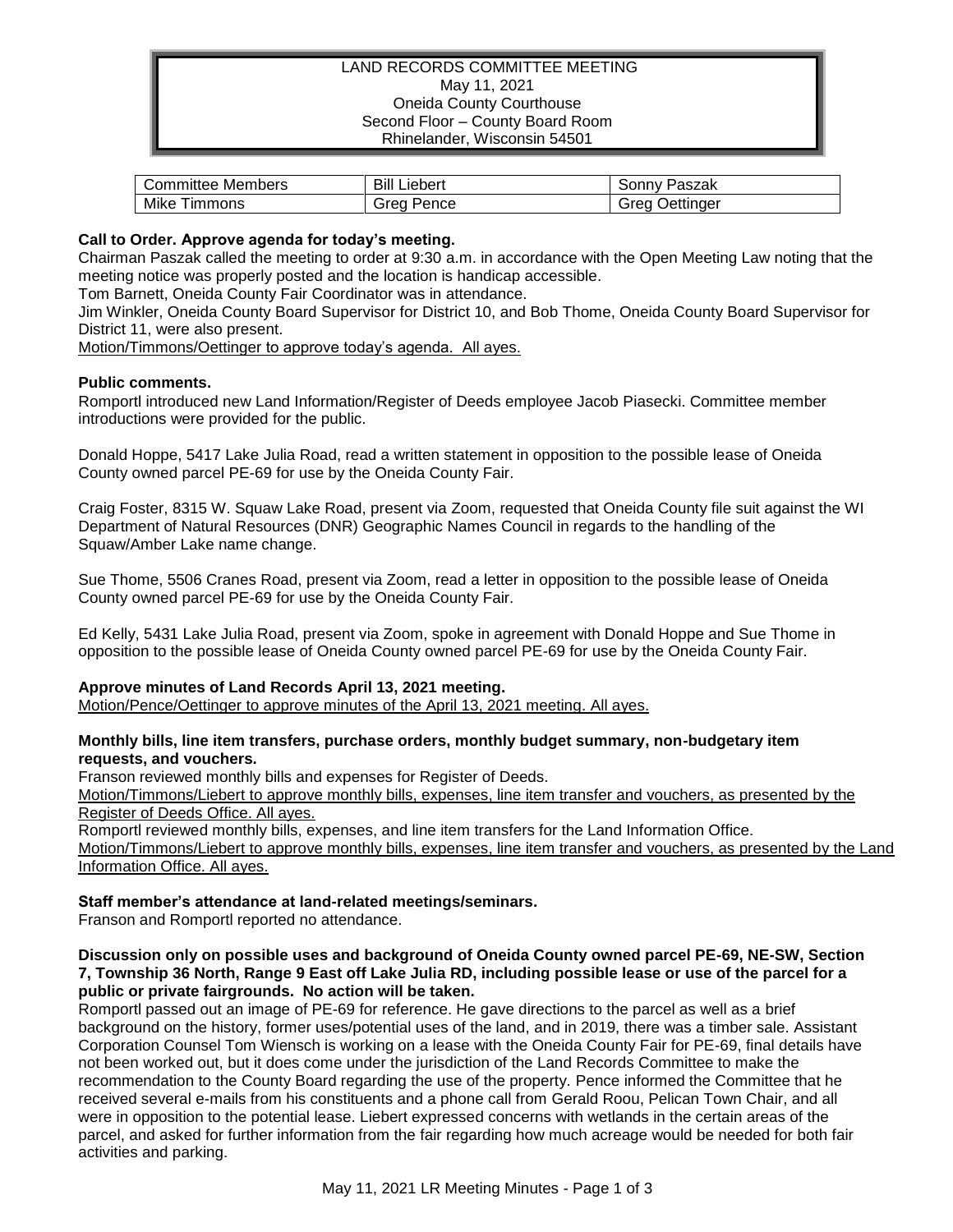# LAND RECORDS COMMITTEE MEETING
May 11, 2021
Oneida County Courthouse
Second Floor – County Board Room
Rhinelander, Wisconsin 54501

| Committee Members | Bill Liebert | Sonny Paszak |
|---|---|---|
| Mike Timmons | Greg Pence | Greg Oettinger |

**Call to Order. Approve agenda for today's meeting.**

Chairman Paszak called the meeting to order at 9:30 a.m. in accordance with the Open Meeting Law noting that the meeting notice was properly posted and the location is handicap accessible.

Tom Barnett, Oneida County Fair Coordinator was in attendance.

Jim Winkler, Oneida County Board Supervisor for District 10, and Bob Thome, Oneida County Board Supervisor for District 11, were also present.

Motion/Timmons/Oettinger to approve today's agenda. All ayes.

**Public comments.**

Romportl introduced new Land Information/Register of Deeds employee Jacob Piasecki. Committee member introductions were provided for the public.

Donald Hoppe, 5417 Lake Julia Road, read a written statement in opposition to the possible lease of Oneida County owned parcel PE-69 for use by the Oneida County Fair.

Craig Foster, 8315 W. Squaw Lake Road, present via Zoom, requested that Oneida County file suit against the WI Department of Natural Resources (DNR) Geographic Names Council in regards to the handling of the Squaw/Amber Lake name change.

Sue Thome, 5506 Cranes Road, present via Zoom, read a letter in opposition to the possible lease of Oneida County owned parcel PE-69 for use by the Oneida County Fair.

Ed Kelly, 5431 Lake Julia Road, present via Zoom, spoke in agreement with Donald Hoppe and Sue Thome in opposition to the possible lease of Oneida County owned parcel PE-69 for use by the Oneida County Fair.

**Approve minutes of Land Records April 13, 2021 meeting.**

Motion/Pence/Oettinger to approve minutes of the April 13, 2021 meeting. All ayes.

**Monthly bills, line item transfers, purchase orders, monthly budget summary, non-budgetary item requests, and vouchers.**

Franson reviewed monthly bills and expenses for Register of Deeds.

Motion/Timmons/Liebert to approve monthly bills, expenses, line item transfer and vouchers, as presented by the Register of Deeds Office. All ayes.

Romportl reviewed monthly bills, expenses, and line item transfers for the Land Information Office.

Motion/Timmons/Liebert to approve monthly bills, expenses, line item transfer and vouchers, as presented by the Land Information Office. All ayes.

**Staff member's attendance at land-related meetings/seminars.**

Franson and Romportl reported no attendance.

**Discussion only on possible uses and background of Oneida County owned parcel PE-69, NE-SW, Section 7, Township 36 North, Range 9 East off Lake Julia RD, including possible lease or use of the parcel for a public or private fairgrounds. No action will be taken.**

Romportl passed out an image of PE-69 for reference. He gave directions to the parcel as well as a brief background on the history, former uses/potential uses of the land, and in 2019, there was a timber sale. Assistant Corporation Counsel Tom Wiensch is working on a lease with the Oneida County Fair for PE-69, final details have not been worked out, but it does come under the jurisdiction of the Land Records Committee to make the recommendation to the County Board regarding the use of the property. Pence informed the Committee that he received several e-mails from his constituents and a phone call from Gerald Roou, Pelican Town Chair, and all were in opposition to the potential lease. Liebert expressed concerns with wetlands in the certain areas of the parcel, and asked for further information from the fair regarding how much acreage would be needed for both fair activities and parking.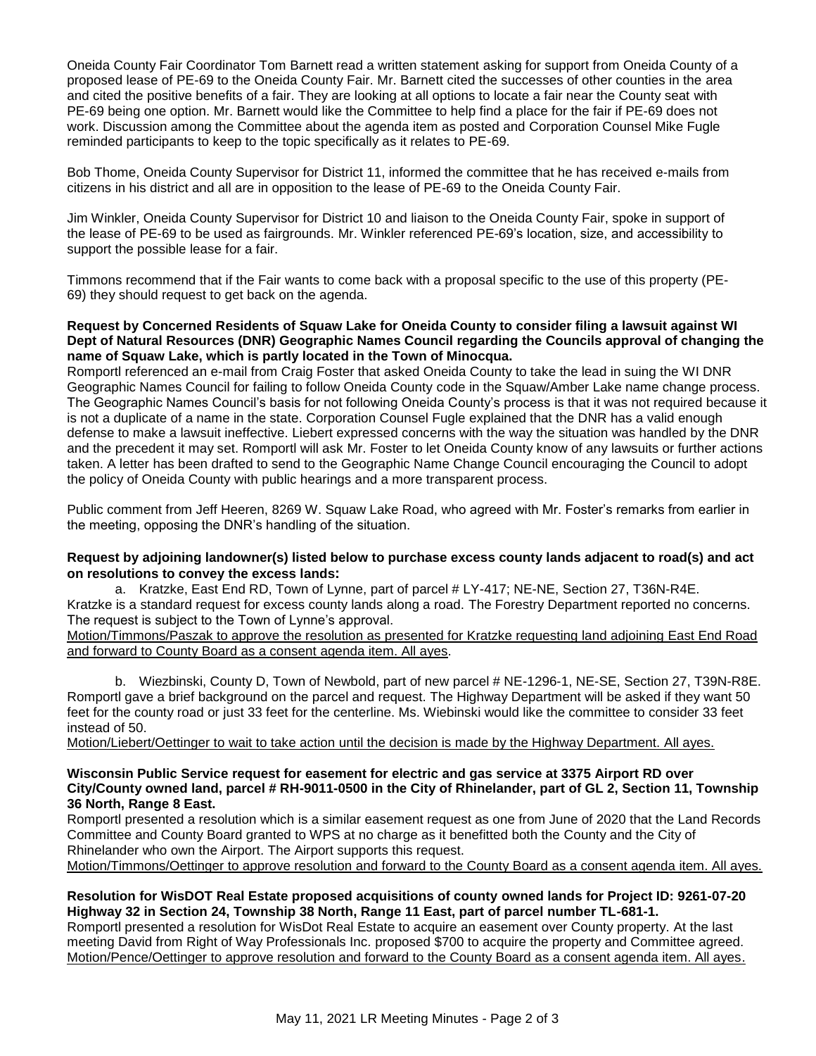Oneida County Fair Coordinator Tom Barnett read a written statement asking for support from Oneida County of a proposed lease of PE-69 to the Oneida County Fair. Mr. Barnett cited the successes of other counties in the area and cited the positive benefits of a fair. They are looking at all options to locate a fair near the County seat with PE-69 being one option. Mr. Barnett would like the Committee to help find a place for the fair if PE-69 does not work. Discussion among the Committee about the agenda item as posted and Corporation Counsel Mike Fugle reminded participants to keep to the topic specifically as it relates to PE-69.

Bob Thome, Oneida County Supervisor for District 11, informed the committee that he has received e-mails from citizens in his district and all are in opposition to the lease of PE-69 to the Oneida County Fair.

Jim Winkler, Oneida County Supervisor for District 10 and liaison to the Oneida County Fair, spoke in support of the lease of PE-69 to be used as fairgrounds. Mr. Winkler referenced PE-69's location, size, and accessibility to support the possible lease for a fair.

Timmons recommend that if the Fair wants to come back with a proposal specific to the use of this property (PE-69) they should request to get back on the agenda.

**Request by Concerned Residents of Squaw Lake for Oneida County to consider filing a lawsuit against WI Dept of Natural Resources (DNR) Geographic Names Council regarding the Councils approval of changing the name of Squaw Lake, which is partly located in the Town of Minocqua.**

Romportl referenced an e-mail from Craig Foster that asked Oneida County to take the lead in suing the WI DNR Geographic Names Council for failing to follow Oneida County code in the Squaw/Amber Lake name change process. The Geographic Names Council's basis for not following Oneida County's process is that it was not required because it is not a duplicate of a name in the state. Corporation Counsel Fugle explained that the DNR has a valid enough defense to make a lawsuit ineffective. Liebert expressed concerns with the way the situation was handled by the DNR and the precedent it may set. Romportl will ask Mr. Foster to let Oneida County know of any lawsuits or further actions taken. A letter has been drafted to send to the Geographic Name Change Council encouraging the Council to adopt the policy of Oneida County with public hearings and a more transparent process.

Public comment from Jeff Heeren, 8269 W. Squaw Lake Road, who agreed with Mr. Foster's remarks from earlier in the meeting, opposing the DNR's handling of the situation.

**Request by adjoining landowner(s) listed below to purchase excess county lands adjacent to road(s) and act on resolutions to convey the excess lands:**

a. Kratzke, East End RD, Town of Lynne, part of parcel # LY-417; NE-NE, Section 27, T36N-R4E.
Kratzke is a standard request for excess county lands along a road. The Forestry Department reported no concerns. The request is subject to the Town of Lynne's approval.
Motion/Timmons/Paszak to approve the resolution as presented for Kratzke requesting land adjoining East End Road and forward to County Board as a consent agenda item. All ayes.

b. Wiezbinski, County D, Town of Newbold, part of new parcel # NE-1296-1, NE-SE, Section 27, T39N-R8E.
Romportl gave a brief background on the parcel and request. The Highway Department will be asked if they want 50 feet for the county road or just 33 feet for the centerline. Ms. Wiebinski would like the committee to consider 33 feet instead of 50.
Motion/Liebert/Oettinger to wait to take action until the decision is made by the Highway Department. All ayes.

**Wisconsin Public Service request for easement for electric and gas service at 3375 Airport RD over City/County owned land, parcel # RH-9011-0500 in the City of Rhinelander, part of GL 2, Section 11, Township 36 North, Range 8 East.**

Romportl presented a resolution which is a similar easement request as one from June of 2020 that the Land Records Committee and County Board granted to WPS at no charge as it benefitted both the County and the City of Rhinelander who own the Airport. The Airport supports this request.
Motion/Timmons/Oettinger to approve resolution and forward to the County Board as a consent agenda item. All ayes.

**Resolution for WisDOT Real Estate proposed acquisitions of county owned lands for Project ID: 9261-07-20 Highway 32 in Section 24, Township 38 North, Range 11 East, part of parcel number TL-681-1.**

Romportl presented a resolution for WisDot Real Estate to acquire an easement over County property. At the last meeting David from Right of Way Professionals Inc. proposed $700 to acquire the property and Committee agreed.
Motion/Pence/Oettinger to approve resolution and forward to the County Board as a consent agenda item. All ayes.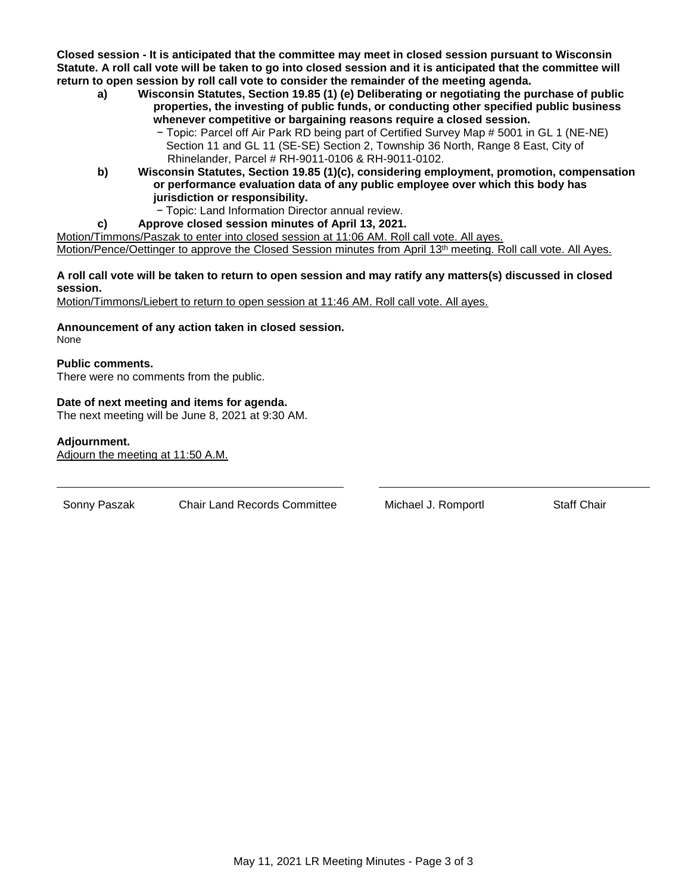**Closed session - It is anticipated that the committee may meet in closed session pursuant to Wisconsin Statute. A roll call vote will be taken to go into closed session and it is anticipated that the committee will return to open session by roll call vote to consider the remainder of the meeting agenda.**

a) **Wisconsin Statutes, Section 19.85 (1) (e) Deliberating or negotiating the purchase of public properties, the investing of public funds, or conducting other specified public business whenever competitive or bargaining reasons require a closed session.**
   - Topic: Parcel off Air Park RD being part of Certified Survey Map # 5001 in GL 1 (NE-NE) Section 11 and GL 11 (SE-SE) Section 2, Township 36 North, Range 8 East, City of Rhinelander, Parcel # RH-9011-0106 & RH-9011-0102.

b) **Wisconsin Statutes, Section 19.85 (1)(c), considering employment, promotion, compensation or performance evaluation data of any public employee over which this body has jurisdiction or responsibility.**
   - Topic: Land Information Director annual review.

c) **Approve closed session minutes of April 13, 2021.**

Motion/Timmons/Paszak to enter into closed session at 11:06 AM. Roll call vote. All ayes.
Motion/Pence/Oettinger to approve the Closed Session minutes from April 13th meeting. Roll call vote. All Ayes.

**A roll call vote will be taken to return to open session and may ratify any matters(s) discussed in closed session.**

Motion/Timmons/Liebert to return to open session at 11:46 AM. Roll call vote. All ayes.

**Announcement of any action taken in closed session.**

None

**Public comments.**

There were no comments from the public.

**Date of next meeting and items for agenda.**

The next meeting will be June 8, 2021 at 9:30 AM.

**Adjournment.**

Adjourn the meeting at 11:50 A.M.

| | | | |
|---|---|---|---|
| Sonny Paszak | Chair Land Records Committee | Michael J. Romportl | Staff Chair |